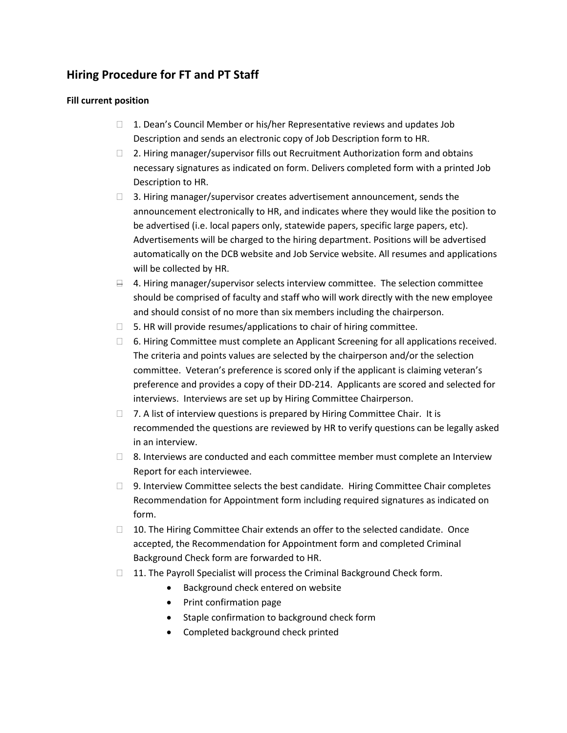## Hiring Procedure for FT and PT Staff

### Fill current position

- ☐ 1. Dean's Council Member or his/her Representative reviews and updates Job Description and sends an electronic copy of Job Description form to HR.
- ☐ 2. Hiring manager/supervisor fills out Recruitment Authorization form and obtains necessary signatures as indicated on form. Delivers completed form with a printed Job Description to HR.
- ☐ 3. Hiring manager/supervisor creates advertisement announcement, sends the announcement electronically to HR, and indicates where they would like the position to be advertised (i.e. local papers only, statewide papers, specific large papers, etc). Advertisements will be charged to the hiring department. Positions will be advertised automatically on the DCB website and Job Service website. All resumes and applications will be collected by HR.
- ☐ 4. Hiring manager/supervisor selects interview committee. The selection committee should be comprised of faculty and staff who will work directly with the new employee and should consist of no more than six members including the chairperson.
- ☐ 5. HR will provide resumes/applications to chair of hiring committee.
- ☐ 6. Hiring Committee must complete an Applicant Screening for all applications received. The criteria and points values are selected by the chairperson and/or the selection committee. Veteran's preference is scored only if the applicant is claiming veteran's preference and provides a copy of their DD-214. Applicants are scored and selected for interviews. Interviews are set up by Hiring Committee Chairperson.
- ☐ 7. A list of interview questions is prepared by Hiring Committee Chair. It is recommended the questions are reviewed by HR to verify questions can be legally asked in an interview.
- ☐ 8. Interviews are conducted and each committee member must complete an Interview Report for each interviewee.
- ☐ 9. Interview Committee selects the best candidate. Hiring Committee Chair completes Recommendation for Appointment form including required signatures as indicated on form.
- ☐ 10. The Hiring Committee Chair extends an offer to the selected candidate. Once accepted, the Recommendation for Appointment form and completed Criminal Background Check form are forwarded to HR.
- ☐ 11. The Payroll Specialist will process the Criminal Background Check form.
  - Background check entered on website
  - Print confirmation page
  - Staple confirmation to background check form
  - Completed background check printed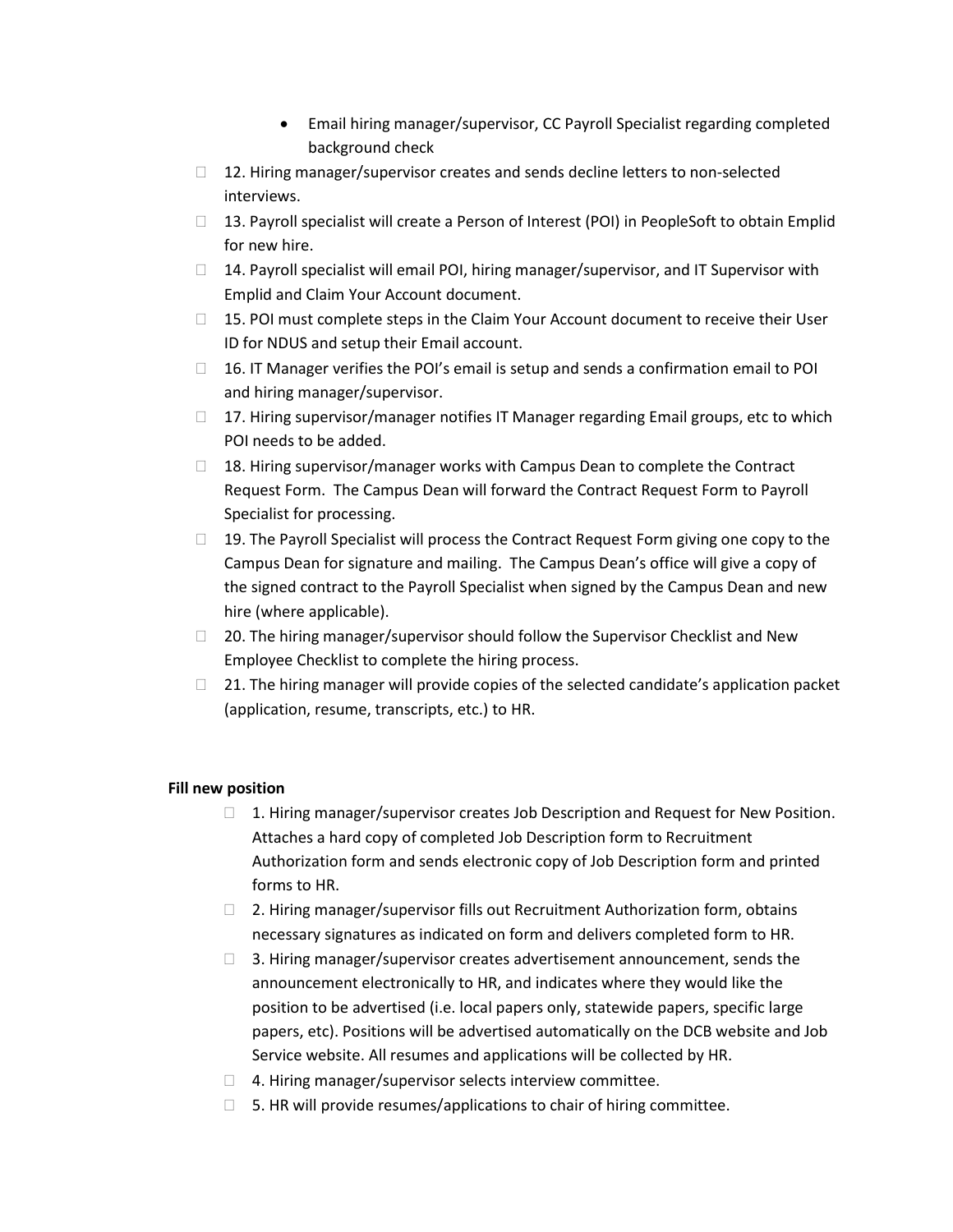- Email hiring manager/supervisor, CC Payroll Specialist regarding completed background check

-  12. Hiring manager/supervisor creates and sends decline letters to non-selected interviews.
-  13. Payroll specialist will create a Person of Interest (POI) in PeopleSoft to obtain Emplid for new hire.
-  14. Payroll specialist will email POI, hiring manager/supervisor, and IT Supervisor with Emplid and Claim Your Account document.
-  15. POI must complete steps in the Claim Your Account document to receive their User ID for NDUS and setup their Email account.
-  16. IT Manager verifies the POI's email is setup and sends a confirmation email to POI and hiring manager/supervisor.
-  17. Hiring supervisor/manager notifies IT Manager regarding Email groups, etc to which POI needs to be added.
-  18. Hiring supervisor/manager works with Campus Dean to complete the Contract Request Form. The Campus Dean will forward the Contract Request Form to Payroll Specialist for processing.
-  19. The Payroll Specialist will process the Contract Request Form giving one copy to the Campus Dean for signature and mailing. The Campus Dean's office will give a copy of the signed contract to the Payroll Specialist when signed by the Campus Dean and new hire (where applicable).
-  20. The hiring manager/supervisor should follow the Supervisor Checklist and New Employee Checklist to complete the hiring process.
-  21. The hiring manager will provide copies of the selected candidate's application packet (application, resume, transcripts, etc.) to HR.

**Fill new position**

-  1. Hiring manager/supervisor creates Job Description and Request for New Position. Attaches a hard copy of completed Job Description form to Recruitment Authorization form and sends electronic copy of Job Description form and printed forms to HR.
-  2. Hiring manager/supervisor fills out Recruitment Authorization form, obtains necessary signatures as indicated on form and delivers completed form to HR.
-  3. Hiring manager/supervisor creates advertisement announcement, sends the announcement electronically to HR, and indicates where they would like the position to be advertised (i.e. local papers only, statewide papers, specific large papers, etc). Positions will be advertised automatically on the DCB website and Job Service website. All resumes and applications will be collected by HR.
-  4. Hiring manager/supervisor selects interview committee.
-  5. HR will provide resumes/applications to chair of hiring committee.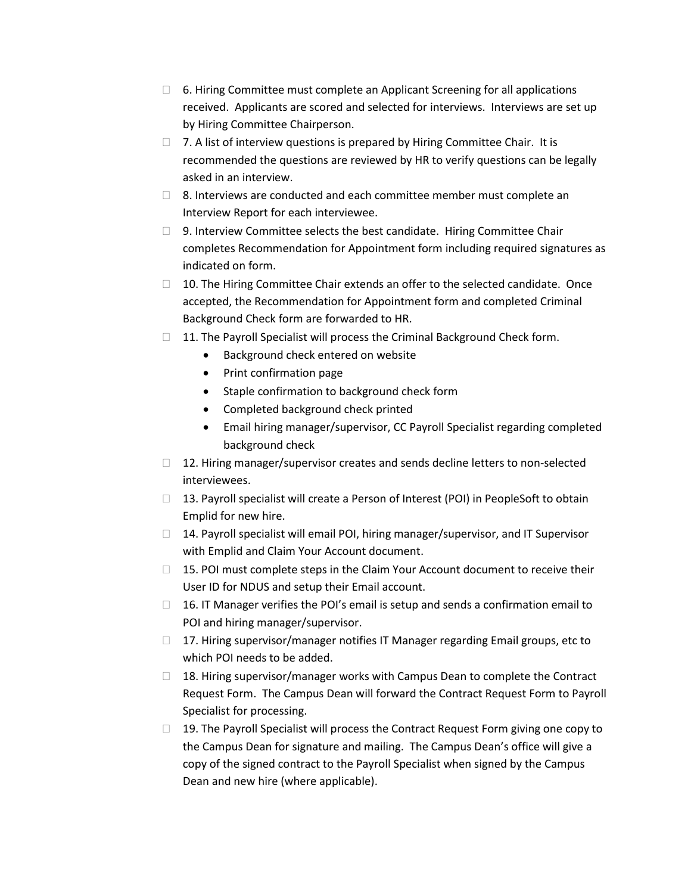- 6. Hiring Committee must complete an Applicant Screening for all applications received. Applicants are scored and selected for interviews. Interviews are set up by Hiring Committee Chairperson.
- 7. A list of interview questions is prepared by Hiring Committee Chair. It is recommended the questions are reviewed by HR to verify questions can be legally asked in an interview.
- 8. Interviews are conducted and each committee member must complete an Interview Report for each interviewee.
- 9. Interview Committee selects the best candidate. Hiring Committee Chair completes Recommendation for Appointment form including required signatures as indicated on form.
- 10. The Hiring Committee Chair extends an offer to the selected candidate. Once accepted, the Recommendation for Appointment form and completed Criminal Background Check form are forwarded to HR.
- 11. The Payroll Specialist will process the Criminal Background Check form.
    - Background check entered on website
    - Print confirmation page
    - Staple confirmation to background check form
    - Completed background check printed
    - Email hiring manager/supervisor, CC Payroll Specialist regarding completed background check
- 12. Hiring manager/supervisor creates and sends decline letters to non-selected interviewees.
- 13. Payroll specialist will create a Person of Interest (POI) in PeopleSoft to obtain Emplid for new hire.
- 14. Payroll specialist will email POI, hiring manager/supervisor, and IT Supervisor with Emplid and Claim Your Account document.
- 15. POI must complete steps in the Claim Your Account document to receive their User ID for NDUS and setup their Email account.
- 16. IT Manager verifies the POI's email is setup and sends a confirmation email to POI and hiring manager/supervisor.
- 17. Hiring supervisor/manager notifies IT Manager regarding Email groups, etc to which POI needs to be added.
- 18. Hiring supervisor/manager works with Campus Dean to complete the Contract Request Form. The Campus Dean will forward the Contract Request Form to Payroll Specialist for processing.
- 19. The Payroll Specialist will process the Contract Request Form giving one copy to the Campus Dean for signature and mailing. The Campus Dean's office will give a copy of the signed contract to the Payroll Specialist when signed by the Campus Dean and new hire (where applicable).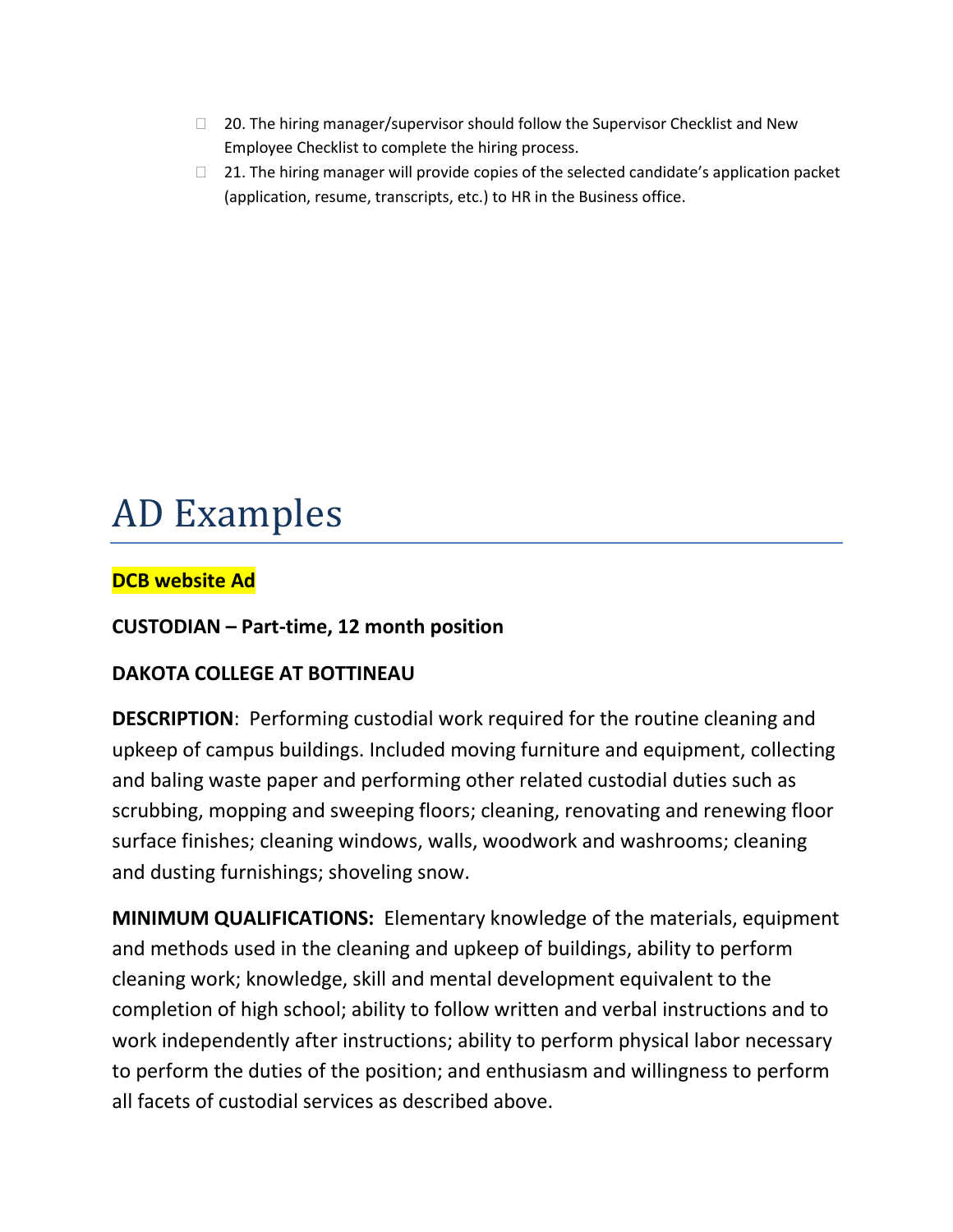- ☐ 20. The hiring manager/supervisor should follow the Supervisor Checklist and New Employee Checklist to complete the hiring process.
- ☐ 21. The hiring manager will provide copies of the selected candidate's application packet (application, resume, transcripts, etc.) to HR in the Business office.

# AD Examples

**DCB website Ad**

**CUSTODIAN – Part-time, 12 month position**

**DAKOTA COLLEGE AT BOTTINEAU**

**DESCRIPTION**: Performing custodial work required for the routine cleaning and upkeep of campus buildings. Included moving furniture and equipment, collecting and baling waste paper and performing other related custodial duties such as scrubbing, mopping and sweeping floors; cleaning, renovating and renewing floor surface finishes; cleaning windows, walls, woodwork and washrooms; cleaning and dusting furnishings; shoveling snow.

**MINIMUM QUALIFICATIONS:** Elementary knowledge of the materials, equipment and methods used in the cleaning and upkeep of buildings, ability to perform cleaning work; knowledge, skill and mental development equivalent to the completion of high school; ability to follow written and verbal instructions and to work independently after instructions; ability to perform physical labor necessary to perform the duties of the position; and enthusiasm and willingness to perform all facets of custodial services as described above.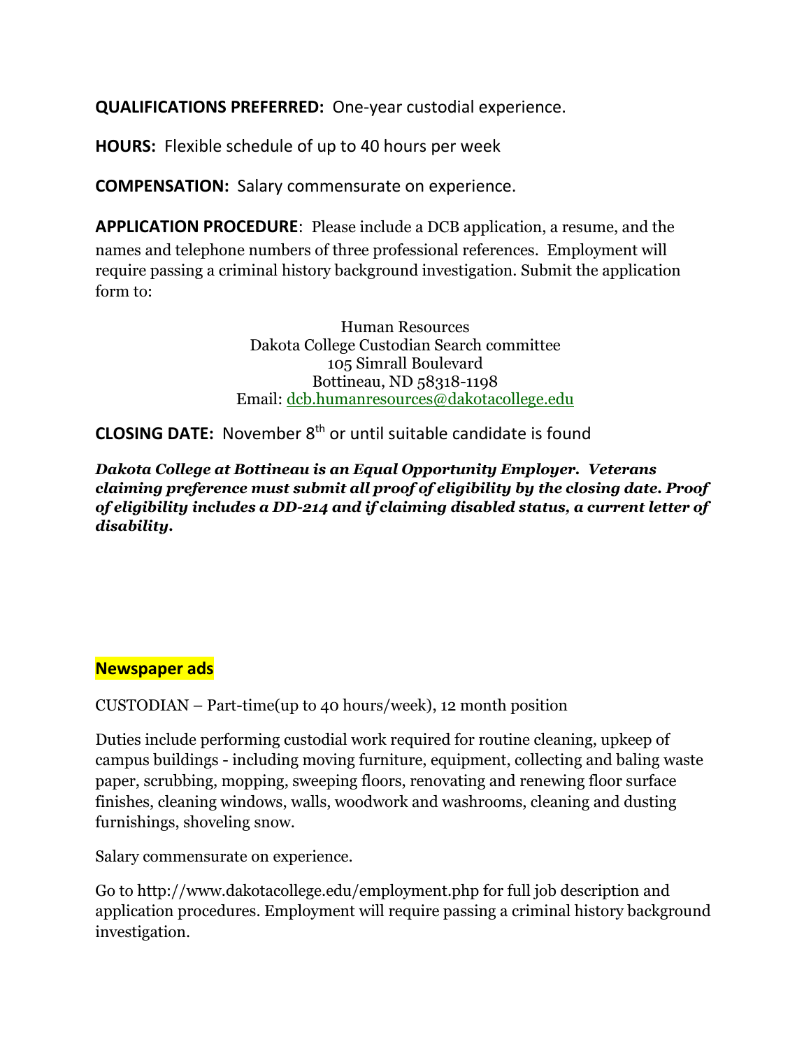**QUALIFICATIONS PREFERRED:** One-year custodial experience.

**HOURS:** Flexible schedule of up to 40 hours per week

**COMPENSATION:** Salary commensurate on experience.

**APPLICATION PROCEDURE**: Please include a DCB application, a resume, and the names and telephone numbers of three professional references. Employment will require passing a criminal history background investigation. Submit the application form to:

Human Resources
Dakota College Custodian Search committee
105 Simrall Boulevard
Bottineau, ND 58318-1198
Email: dcb.humanresources@dakotacollege.edu

**CLOSING DATE:** November 8th or until suitable candidate is found

***Dakota College at Bottineau is an Equal Opportunity Employer. Veterans claiming preference must submit all proof of eligibility by the closing date. Proof of eligibility includes a DD-214 and if claiming disabled status, a current letter of disability.***

## Newspaper ads

CUSTODIAN – Part-time(up to 40 hours/week), 12 month position

Duties include performing custodial work required for routine cleaning, upkeep of campus buildings - including moving furniture, equipment, collecting and baling waste paper, scrubbing, mopping, sweeping floors, renovating and renewing floor surface finishes, cleaning windows, walls, woodwork and washrooms, cleaning and dusting furnishings, shoveling snow.

Salary commensurate on experience.

Go to http://www.dakotacollege.edu/employment.php for full job description and application procedures. Employment will require passing a criminal history background investigation.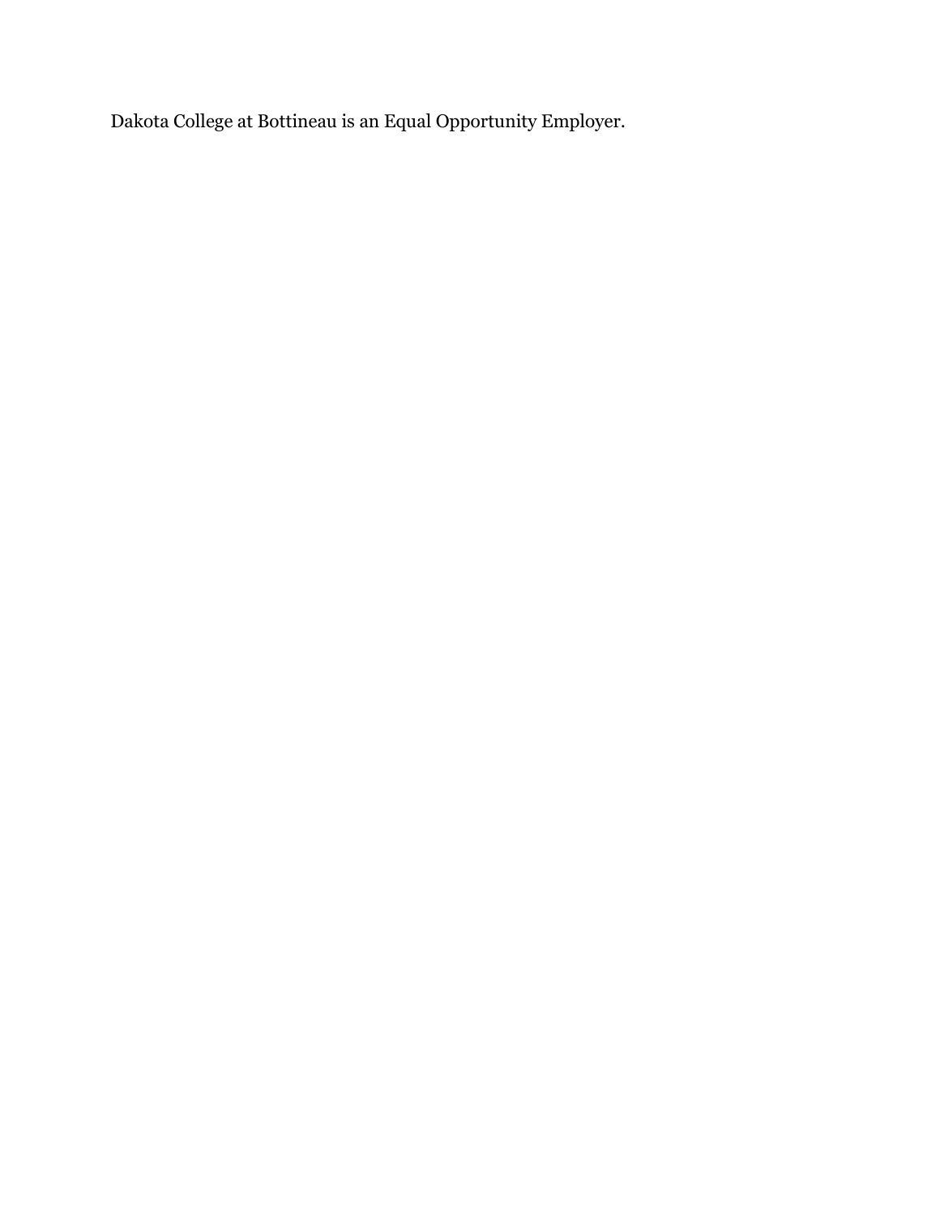Dakota College at Bottineau is an Equal Opportunity Employer.